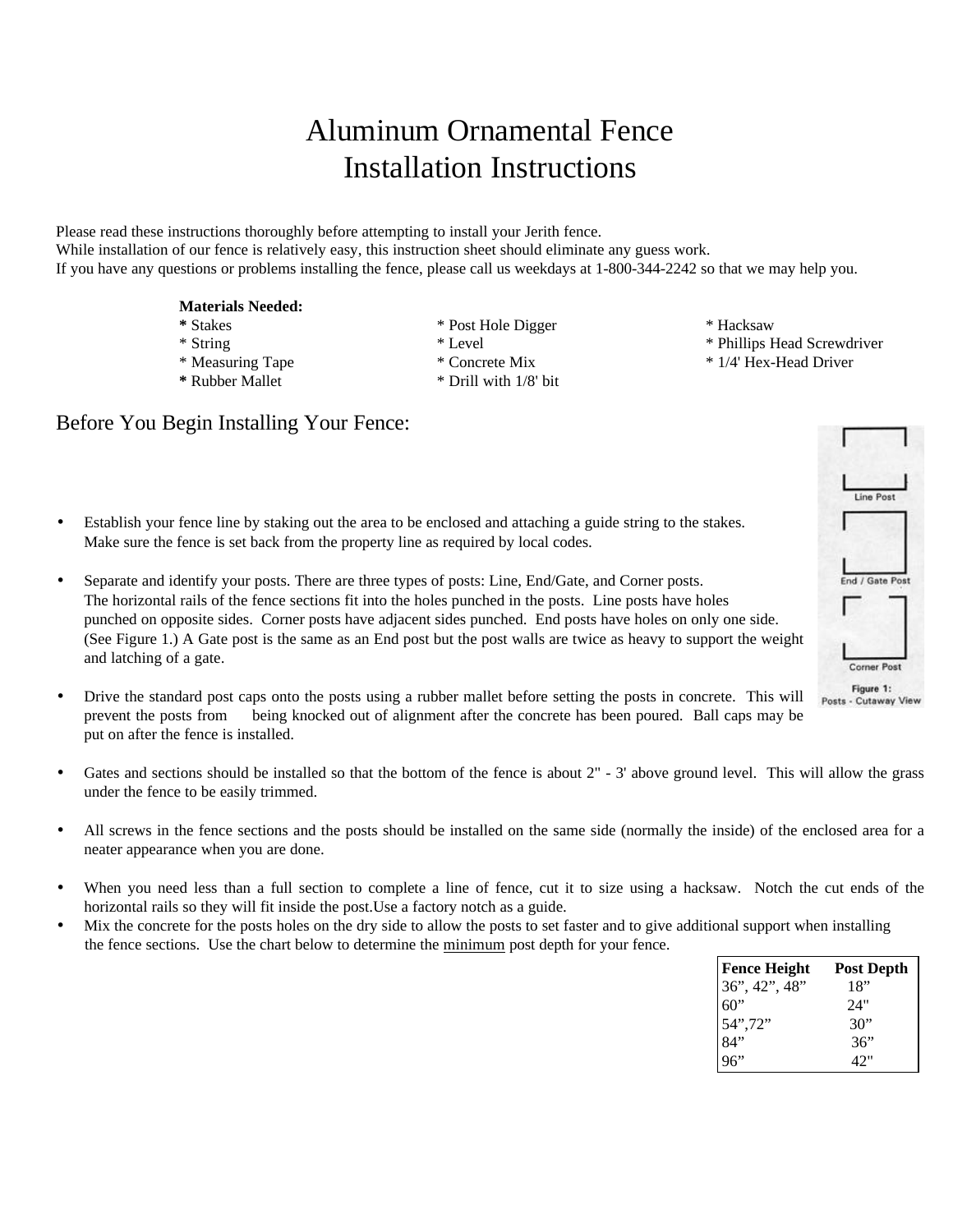# Aluminum Ornamental Fence
# Installation Instructions

Please read these instructions thoroughly before attempting to install your Jerith fence.
While installation of our fence is relatively easy, this instruction sheet should eliminate any guess work.
If you have any questions or problems installing the fence, please call us weekdays at 1-800-344-2242 so that we may help you.

**Materials Needed:**

| | | |
|---|---|---|
| * Stakes | * Post Hole Digger | * Hacksaw |
| * String | * Level | * Phillips Head Screwdriver |
| * Measuring Tape | * Concrete Mix | * 1/4' Hex-Head Driver |
| * Rubber Mallet | * Drill with 1/8' bit | |

## Before You Begin Installing Your Fence:

- Establish your fence line by staking out the area to be enclosed and attaching a guide string to the stakes. Make sure the fence is set back from the property line as required by local codes.

- Separate and identify your posts. There are three types of posts: Line, End/Gate, and Corner posts. The horizontal rails of the fence sections fit into the holes punched in the posts. Line posts have holes punched on opposite sides. Corner posts have adjacent sides punched. End posts have holes on only one side. (See Figure 1.) A Gate post is the same as an End post but the post walls are twice as heavy to support the weight and latching of a gate.

- Drive the standard post caps onto the posts using a rubber mallet before setting the posts in concrete. This will prevent the posts from being knocked out of alignment after the concrete has been poured. Ball caps may be put on after the fence is installed.

Line Post

End / Gate Post

Corner Post

Figure 1: Posts - Cutaway View

- Gates and sections should be installed so that the bottom of the fence is about 2" - 3' above ground level. This will allow the grass under the fence to be easily trimmed.

- All screws in the fence sections and the posts should be installed on the same side (normally the inside) of the enclosed area for a neater appearance when you are done.

- When you need less than a full section to complete a line of fence, cut it to size using a hacksaw. Notch the cut ends of the horizontal rails so they will fit inside the post.Use a factory notch as a guide.
- Mix the concrete for the posts holes on the dry side to allow the posts to set faster and to give additional support when installing the fence sections. Use the chart below to determine the <u>minimum</u> post depth for your fence.

| Fence Height | Post Depth |
|---|---|
| 36”, 42”, 48” | 18” |
| 60” | 24" |
| 54”,72” | 30” |
| 84” | 36” |
| 96” | 42" |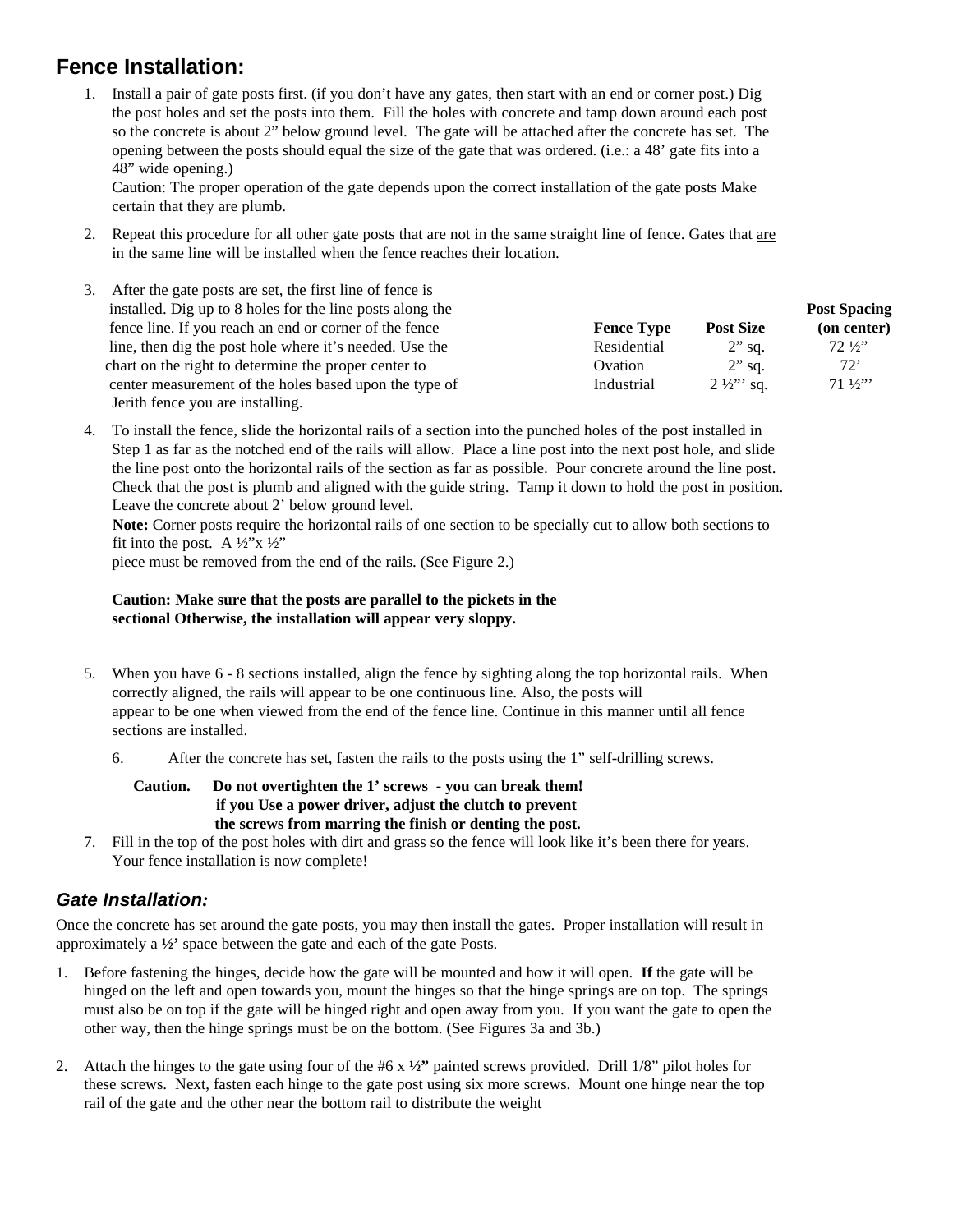## Fence Installation:

1. Install a pair of gate posts first. (if you don't have any gates, then start with an end or corner post.) Dig the post holes and set the posts into them. Fill the holes with concrete and tamp down around each post so the concrete is about 2" below ground level. The gate will be attached after the concrete has set. The opening between the posts should equal the size of the gate that was ordered. (i.e.: a 48' gate fits into a 48" wide opening.)
   Caution: The proper operation of the gate depends upon the correct installation of the gate posts Make certain that they are plumb.

2. Repeat this procedure for all other gate posts that are not in the same straight line of fence. Gates that are in the same line will be installed when the fence reaches their location.

3. After the gate posts are set, the first line of fence is installed. Dig up to 8 holes for the line posts along the fence line. If you reach an end or corner of the fence line, then dig the post hole where it's needed. Use the chart on the right to determine the proper center to center measurement of the holes based upon the type of Jerith fence you are installing.

| Fence Type | Post Size | Post Spacing (on center) |
|---|---|---|
| Residential | 2" sq. | 72 ½" |
| Ovation | 2" sq. | 72' |
| Industrial | 2 ½"' sq. | 71 ½"' |

4. To install the fence, slide the horizontal rails of a section into the punched holes of the post installed in Step 1 as far as the notched end of the rails will allow. Place a line post into the next post hole, and slide the line post onto the horizontal rails of the section as far as possible. Pour concrete around the line post. Check that the post is plumb and aligned with the guide string. Tamp it down to hold the post in position. Leave the concrete about 2' below ground level.
   **Note:** Corner posts require the horizontal rails of one section to be specially cut to allow both sections to fit into the post. A ½"x ½"
   piece must be removed from the end of the rails. (See Figure 2.)

   **Caution: Make sure that the posts are parallel to the pickets in the sectional Otherwise, the installation will appear very sloppy.**

5. When you have 6 - 8 sections installed, align the fence by sighting along the top horizontal rails. When correctly aligned, the rails will appear to be one continuous line. Also, the posts will appear to be one when viewed from the end of the fence line. Continue in this manner until all fence sections are installed.

6. After the concrete has set, fasten the rails to the posts using the 1" self-drilling screws.

   **Caution. Do not overtighten the 1' screws - you can break them! if you Use a power driver, adjust the clutch to prevent the screws from marring the finish or denting the post.**

7. Fill in the top of the post holes with dirt and grass so the fence will look like it's been there for years. Your fence installation is now complete!

## *Gate Installation:*

Once the concrete has set around the gate posts, you may then install the gates. Proper installation will result in approximately a **½'** space between the gate and each of the gate Posts.

1. Before fastening the hinges, decide how the gate will be mounted and how it will open. **If** the gate will be hinged on the left and open towards you, mount the hinges so that the hinge springs are on top. The springs must also be on top if the gate will be hinged right and open away from you. If you want the gate to open the other way, then the hinge springs must be on the bottom. (See Figures 3a and 3b.)

2. Attach the hinges to the gate using four of the #6 x **½"** painted screws provided. Drill 1/8" pilot holes for these screws. Next, fasten each hinge to the gate post using six more screws. Mount one hinge near the top rail of the gate and the other near the bottom rail to distribute the weight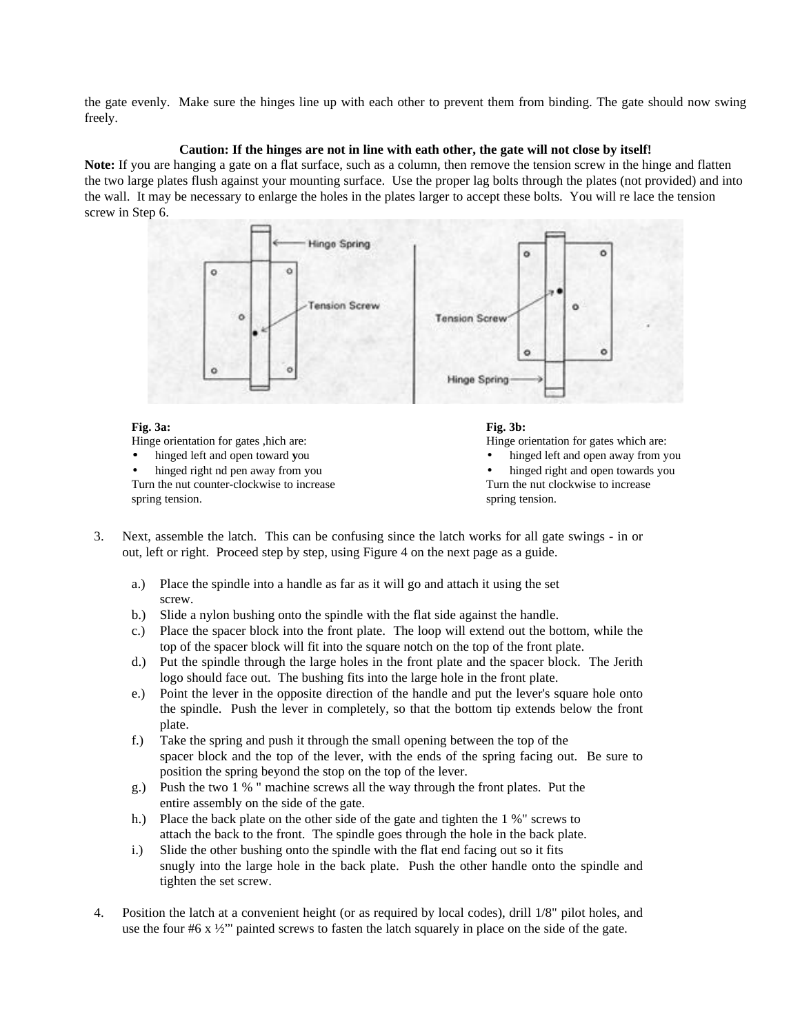the gate evenly. Make sure the hinges line up with each other to prevent them from binding. The gate should now swing freely.

**Caution: If the hinges are not in line with eath other, the gate will not close by itself!**

**Note:** If you are hanging a gate on a flat surface, such as a column, then remove the tension screw in the hinge and flatten the two large plates flush against your mounting surface. Use the proper lag bolts through the plates (not provided) and into the wall. It may be necessary to enlarge the holes in the plates larger to accept these bolts. You will re lace the tension screw in Step 6.

**Fig. 3a:**
Hinge orientation for gates ,hich are:
- hinged left and open toward **y**ou
- hinged right nd pen away from you

Turn the nut counter-clockwise to increase spring tension.

**Fig. 3b:**
Hinge orientation for gates which are:
- hinged left and open away from you
- hinged right and open towards you

Turn the nut clockwise to increase spring tension.

3. Next, assemble the latch. This can be confusing since the latch works for all gate swings - in or out, left or right. Proceed step by step, using Figure 4 on the next page as a guide.

    a.) Place the spindle into a handle as far as it will go and attach it using the set screw.
    b.) Slide a nylon bushing onto the spindle with the flat side against the handle.
    c.) Place the spacer block into the front plate. The loop will extend out the bottom, while the top of the spacer block will fit into the square notch on the top of the front plate.
    d.) Put the spindle through the large holes in the front plate and the spacer block. The Jerith logo should face out. The bushing fits into the large hole in the front plate.
    e.) Point the lever in the opposite direction of the handle and put the lever's square hole onto the spindle. Push the lever in completely, so that the bottom tip extends below the front plate.
    f.) Take the spring and push it through the small opening between the top of the spacer block and the top of the lever, with the ends of the spring facing out. Be sure to position the spring beyond the stop on the top of the lever.
    g.) Push the two 1 % " machine screws all the way through the front plates. Put the entire assembly on the side of the gate.
    h.) Place the back plate on the other side of the gate and tighten the 1 %" screws to attach the back to the front. The spindle goes through the hole in the back plate.
    i.) Slide the other bushing onto the spindle with the flat end facing out so it fits snugly into the large hole in the back plate. Push the other handle onto the spindle and tighten the set screw.

4. Position the latch at a convenient height (or as required by local codes), drill 1/8" pilot holes, and use the four #6 x ½"' painted screws to fasten the latch squarely in place on the side of the gate.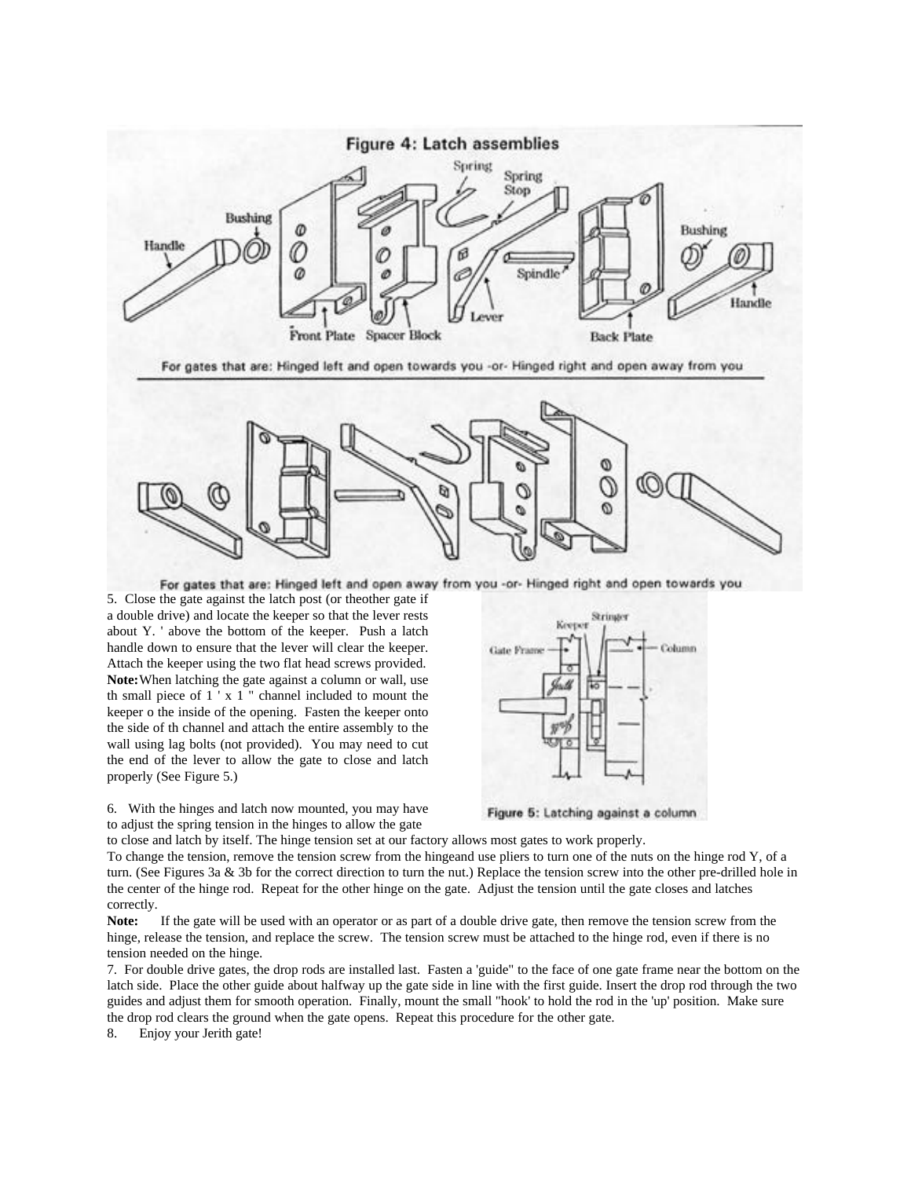Figure 4: Latch assemblies

Handle
Bushing
Front Plate
Spacer Block
Spring
Spring Stop
Lever
Spindle
Back Plate
Bushing
Handle

For gates that are: Hinged left and open towards you -or- Hinged right and open away from you

For gates that are: Hinged left and open away from you -or- Hinged right and open towards you

5. Close the gate against the latch post (or theother gate if a double drive) and locate the keeper so that the lever rests about Y. ' above the bottom of the keeper. Push a latch handle down to ensure that the lever will clear the keeper. Attach the keeper using the two flat head screws provided. **Note:** When latching the gate against a column or wall, use th small piece of 1 ' x 1 " channel included to mount the keeper o the inside of the opening. Fasten the keeper onto the side of th channel and attach the entire assembly to the wall using lag bolts (not provided). You may need to cut the end of the lever to allow the gate to close and latch properly (See Figure 5.)

Keeper
Stringer
Gate Frame
Column

Figure 5: Latching against a column

6. With the hinges and latch now mounted, you may have to adjust the spring tension in the hinges to allow the gate to close and latch by itself. The hinge tension set at our factory allows most gates to work properly.

To change the tension, remove the tension screw from the hingeand use pliers to turn one of the nuts on the hinge rod Y, of a turn. (See Figures 3a & 3b for the correct direction to turn the nut.) Replace the tension screw into the other pre-drilled hole in the center of the hinge rod. Repeat for the other hinge on the gate. Adjust the tension until the gate closes and latches correctly.

**Note:** If the gate will be used with an operator or as part of a double drive gate, then remove the tension screw from the hinge, release the tension, and replace the screw. The tension screw must be attached to the hinge rod, even if there is no tension needed on the hinge.

7. For double drive gates, the drop rods are installed last. Fasten a 'guide" to the face of one gate frame near the bottom on the latch side. Place the other guide about halfway up the gate side in line with the first guide. Insert the drop rod through the two guides and adjust them for smooth operation. Finally, mount the small "hook' to hold the rod in the 'up' position. Make sure the drop rod clears the ground when the gate opens. Repeat this procedure for the other gate.

8. Enjoy your Jerith gate!